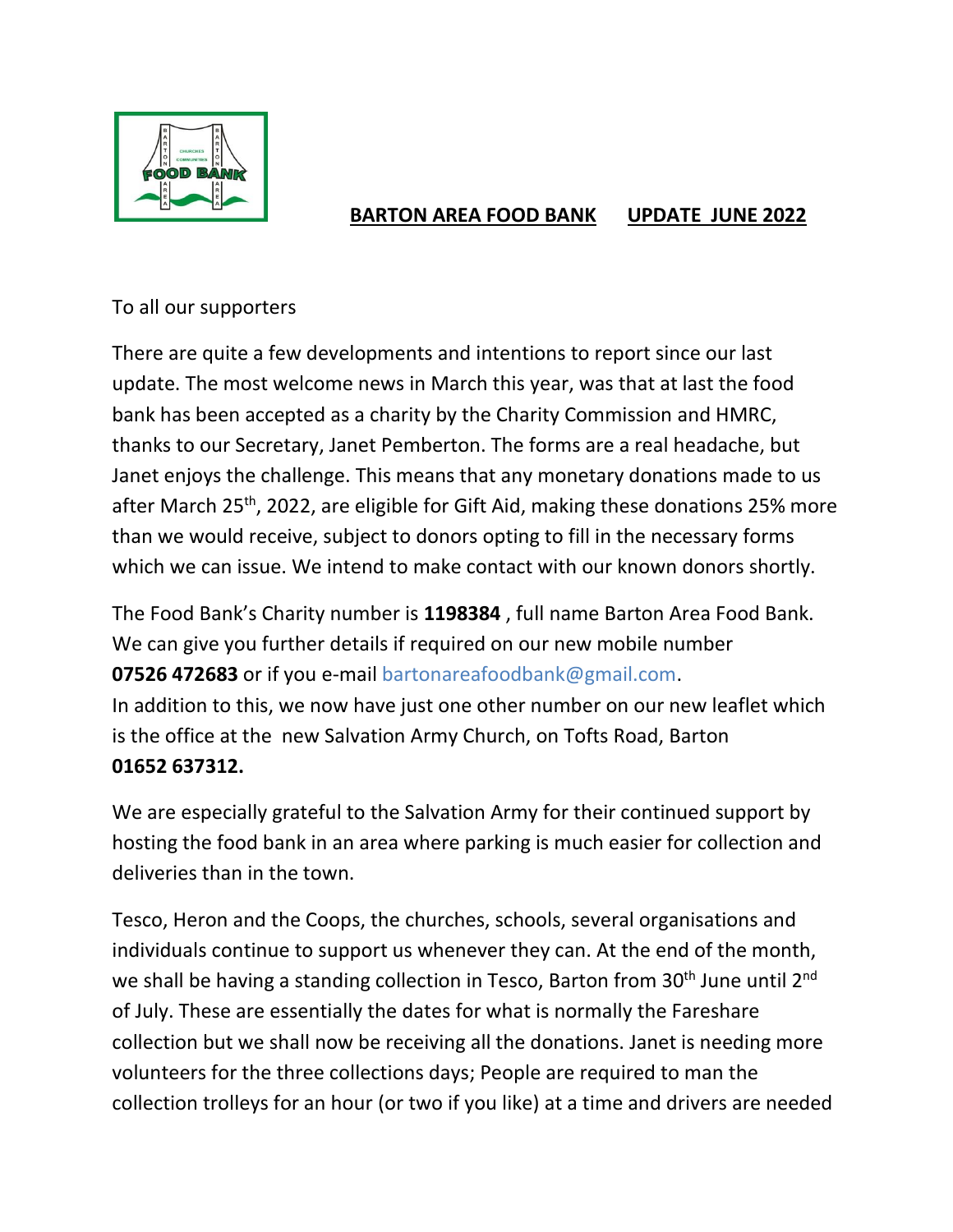# BARTON AREA FOOD BANK UPDATE JUNE 2022

To all our supporters

There are quite a few developments and intentions to report since our last update. The most welcome news in March this year, was that at last the food bank has been accepted as a charity by the Charity Commission and HMRC, thanks to our Secretary, Janet Pemberton. The forms are a real headache, but Janet enjoys the challenge. This means that any monetary donations made to us after March 25th, 2022, are eligible for Gift Aid, making these donations 25% more than we would receive, subject to donors opting to fill in the necessary forms which we can issue. We intend to make contact with our known donors shortly.

The Food Bank's Charity number is **1198384** , full name Barton Area Food Bank. We can give you further details if required on our new mobile number **07526 472683** or if you e-mail bartonareafoodbank@gmail.com.
In addition to this, we now have just one other number on our new leaflet which is the office at the new Salvation Army Church, on Tofts Road, Barton **01652 637312.**

We are especially grateful to the Salvation Army for their continued support by hosting the food bank in an area where parking is much easier for collection and deliveries than in the town.

Tesco, Heron and the Coops, the churches, schools, several organisations and individuals continue to support us whenever they can. At the end of the month, we shall be having a standing collection in Tesco, Barton from 30th June until 2nd of July. These are essentially the dates for what is normally the Fareshare collection but we shall now be receiving all the donations. Janet is needing more volunteers for the three collections days; People are required to man the collection trolleys for an hour (or two if you like) at a time and drivers are needed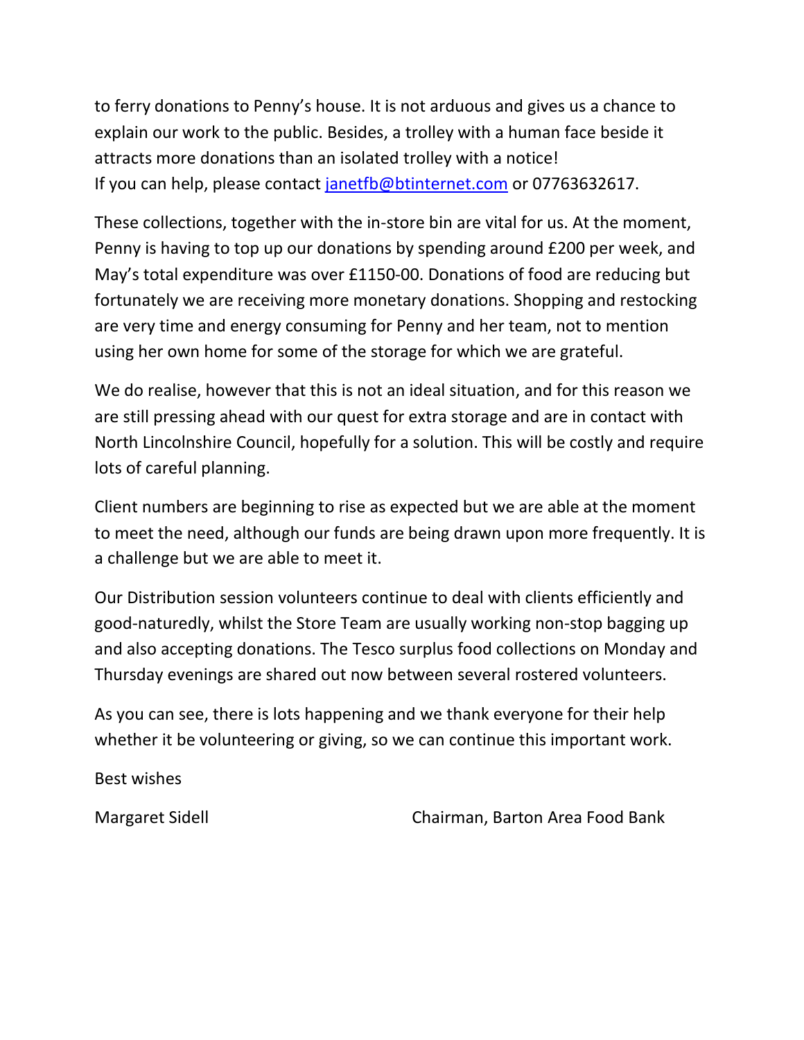to ferry donations to Penny's house. It is not arduous and gives us a chance to explain our work to the public. Besides, a trolley with a human face beside it attracts more donations than an isolated trolley with a notice!
If you can help, please contact [janetfb@btinternet.com](mailto:janetfb@btinternet.com) or 07763632617.

These collections, together with the in-store bin are vital for us. At the moment, Penny is having to top up our donations by spending around £200 per week, and May's total expenditure was over £1150-00. Donations of food are reducing but fortunately we are receiving more monetary donations. Shopping and restocking are very time and energy consuming for Penny and her team, not to mention using her own home for some of the storage for which we are grateful.

We do realise, however that this is not an ideal situation, and for this reason we are still pressing ahead with our quest for extra storage and are in contact with North Lincolnshire Council, hopefully for a solution. This will be costly and require lots of careful planning.

Client numbers are beginning to rise as expected but we are able at the moment to meet the need, although our funds are being drawn upon more frequently. It is a challenge but we are able to meet it.

Our Distribution session volunteers continue to deal with clients efficiently and good-naturedly, whilst the Store Team are usually working non-stop bagging up and also accepting donations. The Tesco surplus food collections on Monday and Thursday evenings are shared out now between several rostered volunteers.

As you can see, there is lots happening and we thank everyone for their help whether it be volunteering or giving, so we can continue this important work.

Best wishes

Margaret Sidell                                        Chairman, Barton Area Food Bank